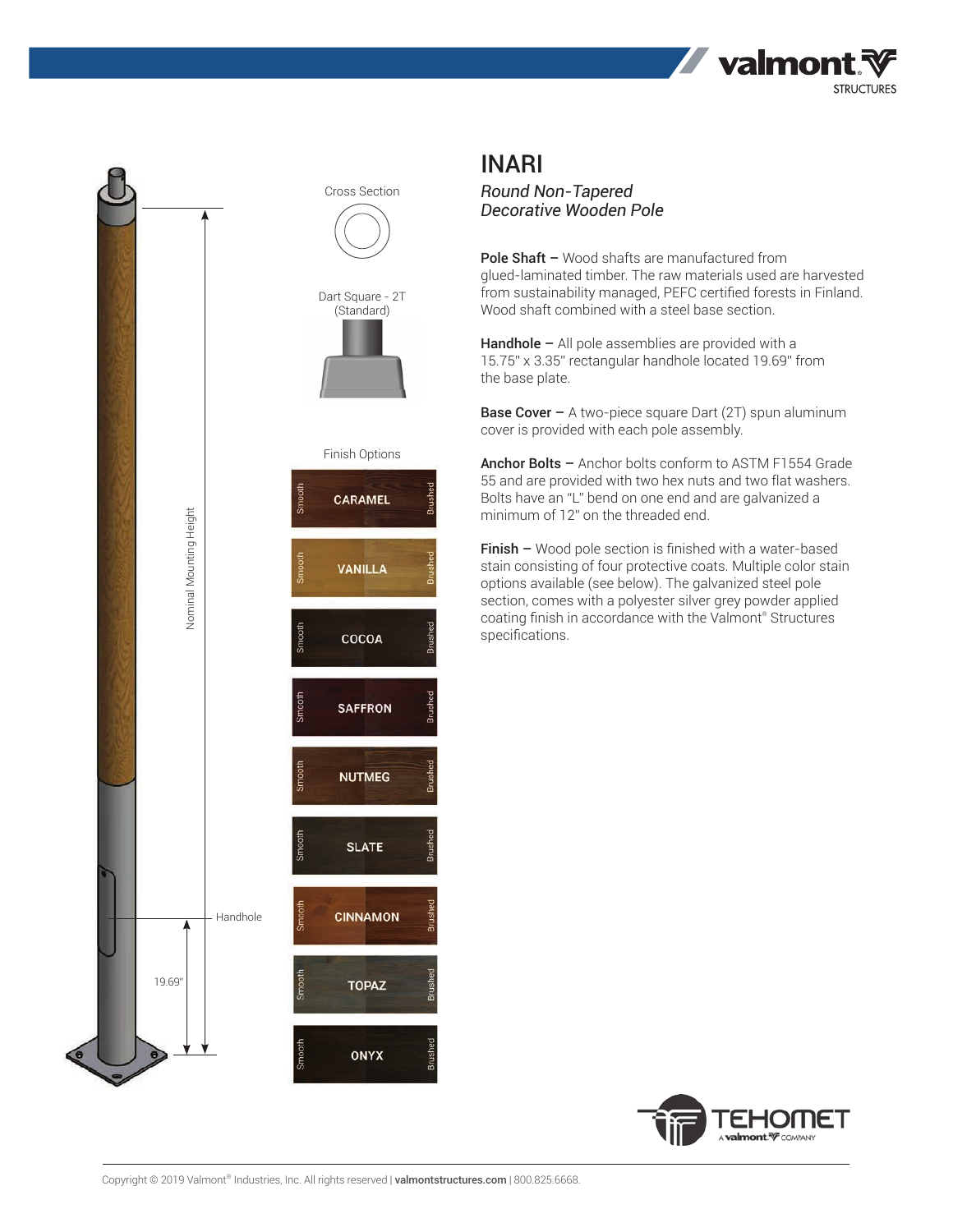# INARI

*Round Non-Tapered*
*Decorative Wooden Pole*

Cross Section

Dart Square - 2T
(Standard)

Nominal Mounting Height

Handhole

19.69"

Finish Options

Smooth CARAMEL Brushed

Smooth VANILLA Brushed

Smooth COCOA Brushed

Smooth SAFFRON Brushed

Smooth NUTMEG Brushed

Smooth SLATE Brushed

Smooth CINNAMON Brushed

Smooth TOPAZ Brushed

Smooth ONYX Brushed

**Pole Shaft –** Wood shafts are manufactured from glued-laminated timber. The raw materials used are harvested from sustainability managed, PEFC certified forests in Finland. Wood shaft combined with a steel base section.

**Handhole –** All pole assemblies are provided with a 15.75" x 3.35" rectangular handhole located 19.69" from the base plate.

**Base Cover –** A two-piece square Dart (2T) spun aluminum cover is provided with each pole assembly.

**Anchor Bolts –** Anchor bolts conform to ASTM F1554 Grade 55 and are provided with two hex nuts and two flat washers. Bolts have an "L" bend on one end and are galvanized a minimum of 12" on the threaded end.

**Finish –** Wood pole section is finished with a water-based stain consisting of four protective coats. Multiple color stain options available (see below). The galvanized steel pole section, comes with a polyester silver grey powder applied coating finish in accordance with the Valmont® Structures specifications.

TEHOMET A valmont COMPANY

Copyright © 2019 Valmont® Industries, Inc. All rights reserved | **valmontstructures.com** | 800.825.6668.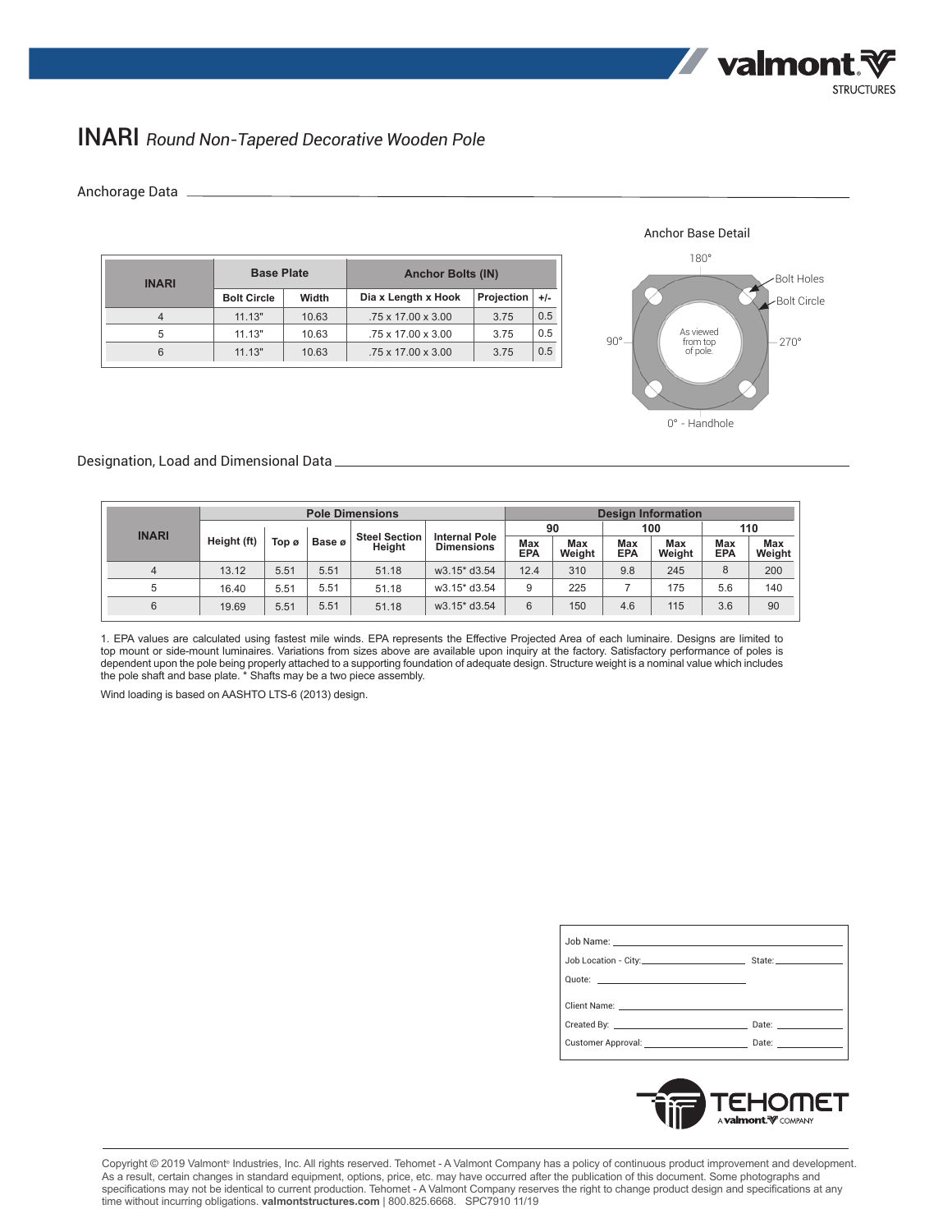# INARI *Round Non-Tapered Decorative Wooden Pole*

## Anchorage Data

| INARI | Base Plate | | Anchor Bolts (IN) | | |
|---|---|---|---|---|---|
| | Bolt Circle | Width | Dia x Length x Hook | Projection | +/- |
| 4 | 11.13" | 10.63 | .75 x 17.00 x 3.00 | 3.75 | 0.5 |
| 5 | 11.13" | 10.63 | .75 x 17.00 x 3.00 | 3.75 | 0.5 |
| 6 | 11.13" | 10.63 | .75 x 17.00 x 3.00 | 3.75 | 0.5 |

Anchor Base Detail

180°

Bolt Holes

Bolt Circle

90°

270°

As viewed from top of pole.

0° - Handhole

## Designation, Load and Dimensional Data

| INARI | Pole Dimensions | | | | | Design Information | | | | | |
|---|---|---|---|---|---|---|---|---|---|---|---|
| | | | | | | 90 | | 100 | | 110 | |
| | Height (ft) | Top ø | Base ø | Steel Section Height | Internal Pole Dimensions | Max EPA | Max Weight | Max EPA | Max Weight | Max EPA | Max Weight |
| 4 | 13.12 | 5.51 | 5.51 | 51.18 | w3.15* d3.54 | 12.4 | 310 | 9.8 | 245 | 8 | 200 |
| 5 | 16.40 | 5.51 | 5.51 | 51.18 | w3.15* d3.54 | 9 | 225 | 7 | 175 | 5.6 | 140 |
| 6 | 19.69 | 5.51 | 5.51 | 51.18 | w3.15* d3.54 | 6 | 150 | 4.6 | 115 | 3.6 | 90 |

1. EPA values are calculated using fastest mile winds. EPA represents the Effective Projected Area of each luminaire. Designs are limited to top mount or side-mount luminaires. Variations from sizes above are available upon inquiry at the factory. Satisfactory performance of poles is dependent upon the pole being properly attached to a supporting foundation of adequate design. Structure weight is a nominal value which includes the pole shaft and base plate. * Shafts may be a two piece assembly.

Wind loading is based on AASHTO LTS-6 (2013) design.

Job Name: ______________________

Job Location - City: ______________ State: __________

Quote: ______________

Client Name: ______________________

Created By: ______________ Date: __________

Customer Approval: ______________ Date: __________

TEHOMET A valmont COMPANY

Copyright © 2019 Valmont® Industries, Inc. All rights reserved. Tehomet - A Valmont Company has a policy of continuous product improvement and development. As a result, certain changes in standard equipment, options, price, etc. may have occurred after the publication of this document. Some photographs and specifications may not be identical to current production. Tehomet - A Valmont Company reserves the right to change product design and specifications at any time without incurring obligations. **valmontstructures.com** | 800.825.6668. SPC7910 11/19